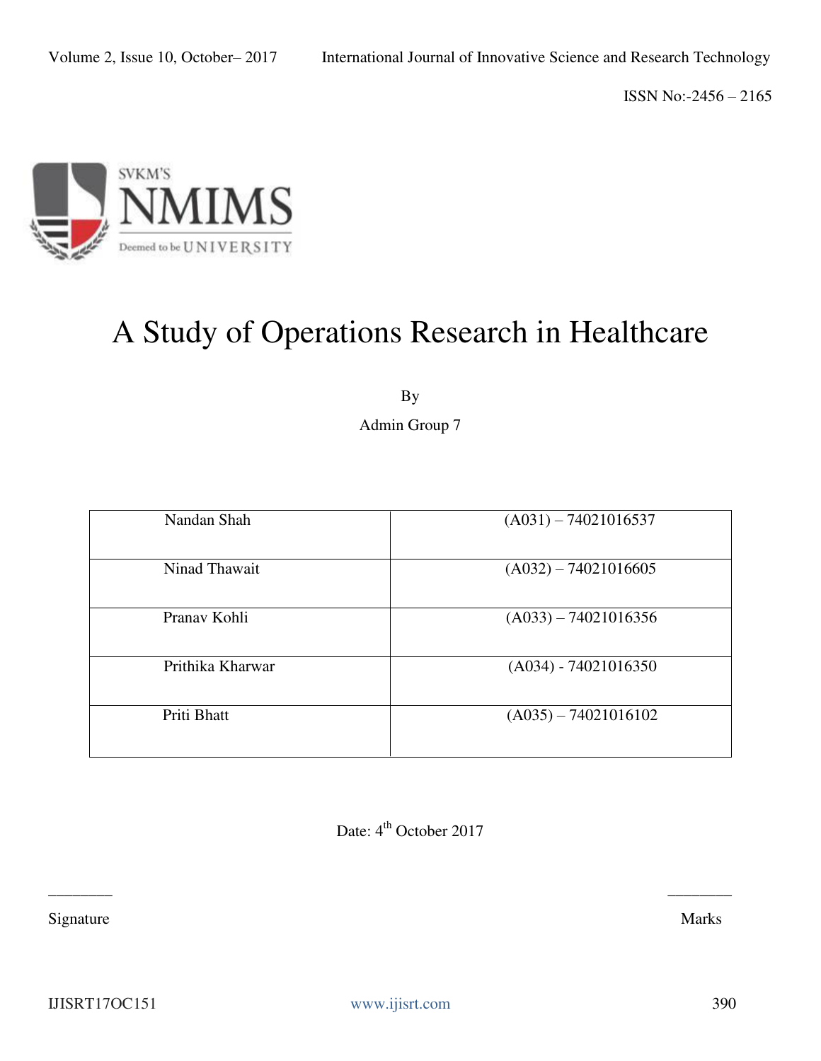# A Study of Operations Research in Healthcare

By

Admin Group 7

| | |
|---|---|
| Nandan Shah | (A031) – 74021016537 |
| Ninad Thawait | (A032) – 74021016605 |
| Pranav Kohli | (A033) – 74021016356 |
| Prithika Kharwar | (A034) - 74021016350 |
| Priti Bhatt | (A035) – 74021016102 |

Date: 4th October 2017

________ &nbsp;&nbsp;&nbsp;&nbsp;&nbsp;&nbsp;&nbsp;&nbsp; ________

Signature &nbsp;&nbsp;&nbsp;&nbsp;&nbsp;&nbsp;&nbsp;&nbsp; Marks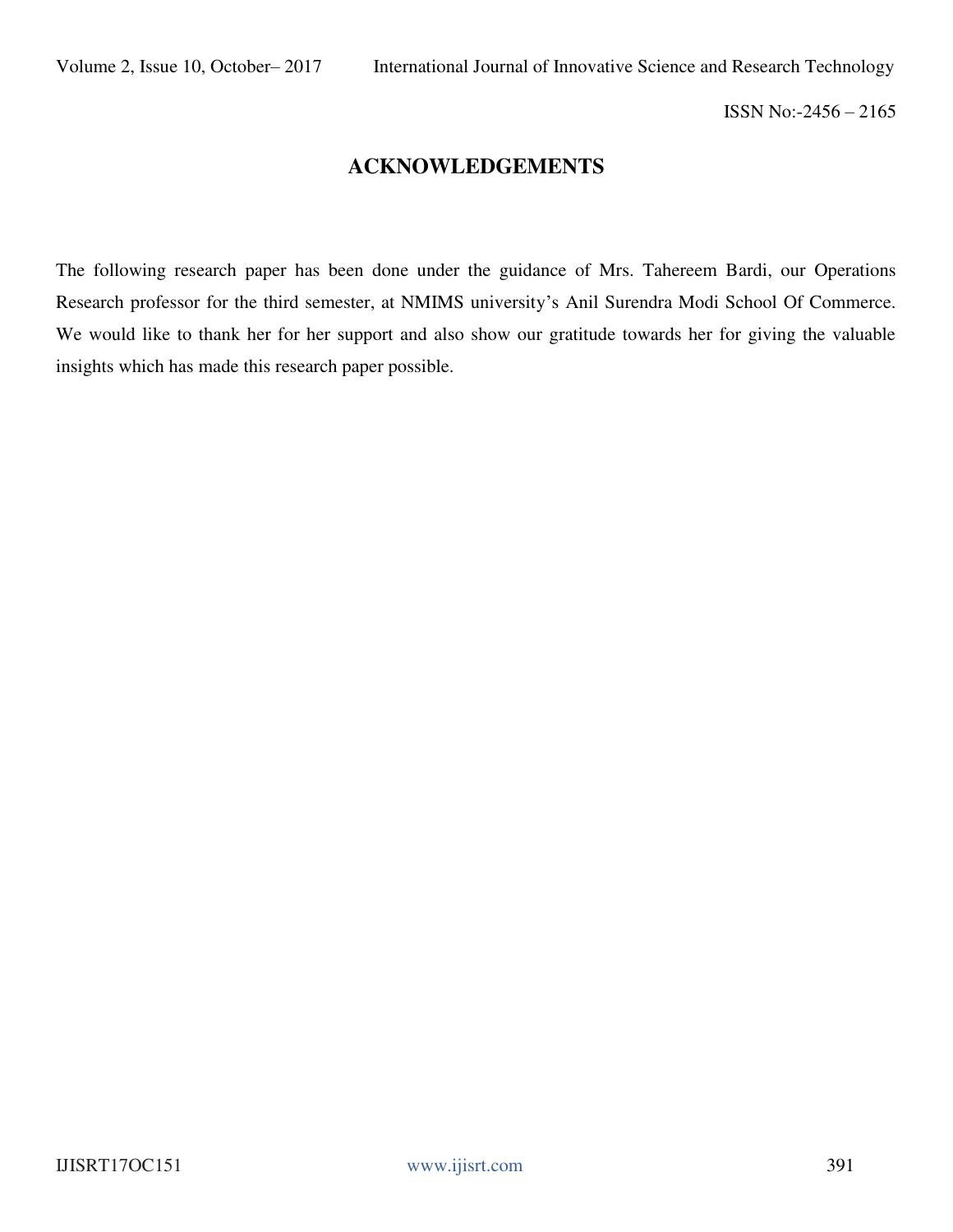## ACKNOWLEDGEMENTS

The following research paper has been done under the guidance of Mrs. Tahereem Bardi, our Operations Research professor for the third semester, at NMIMS university's Anil Surendra Modi School Of Commerce. We would like to thank her for her support and also show our gratitude towards her for giving the valuable insights which has made this research paper possible.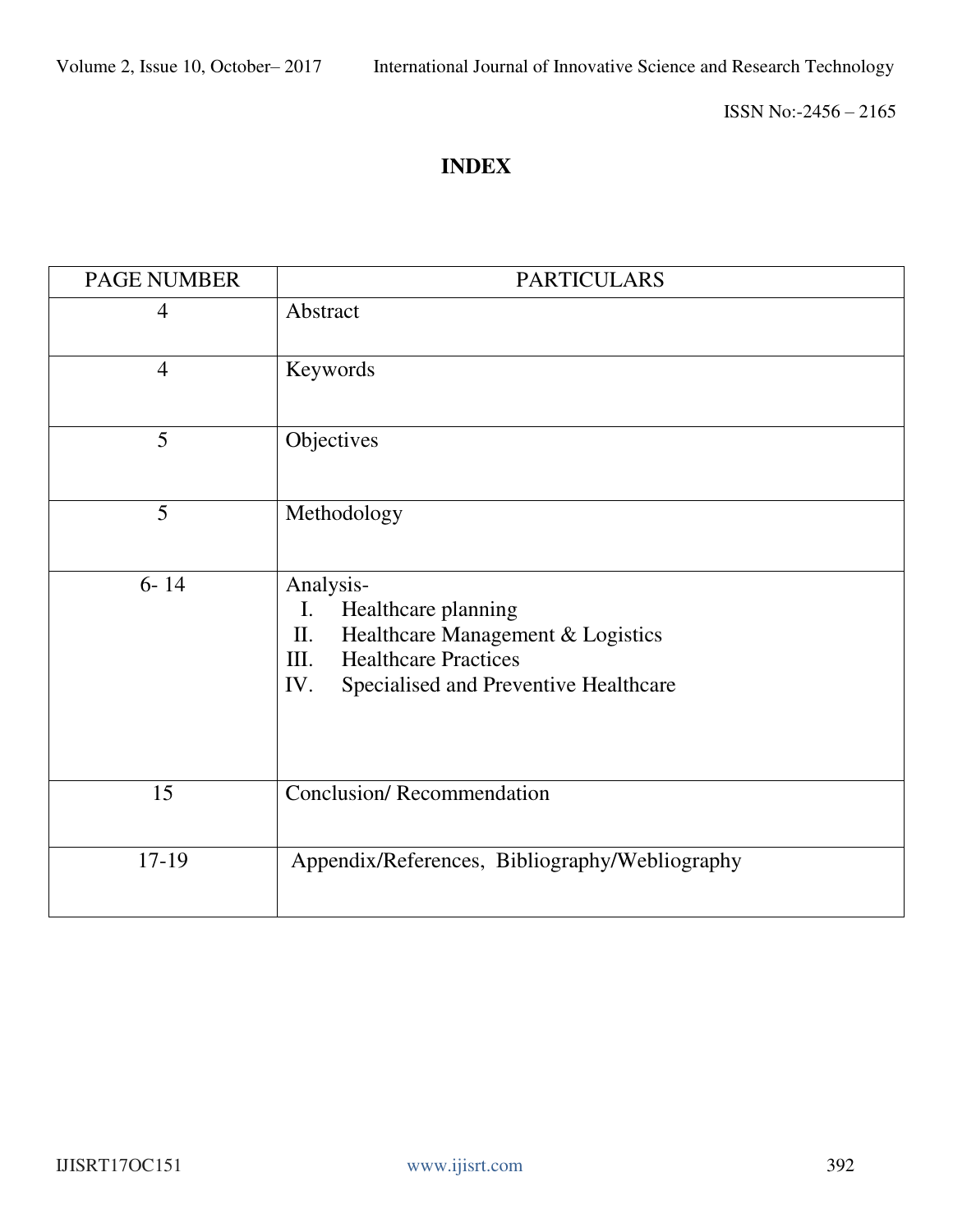## INDEX

| PAGE NUMBER | PARTICULARS |
|---|---|
| 4 | Abstract |
| 4 | Keywords |
| 5 | Objectives |
| 5 | Methodology |
| 6- 14 | Analysis- I. Healthcare planning II. Healthcare Management & Logistics III. Healthcare Practices IV. Specialised and Preventive Healthcare |
| 15 | Conclusion/ Recommendation |
| 17-19 | Appendix/References, Bibliography/Webliography |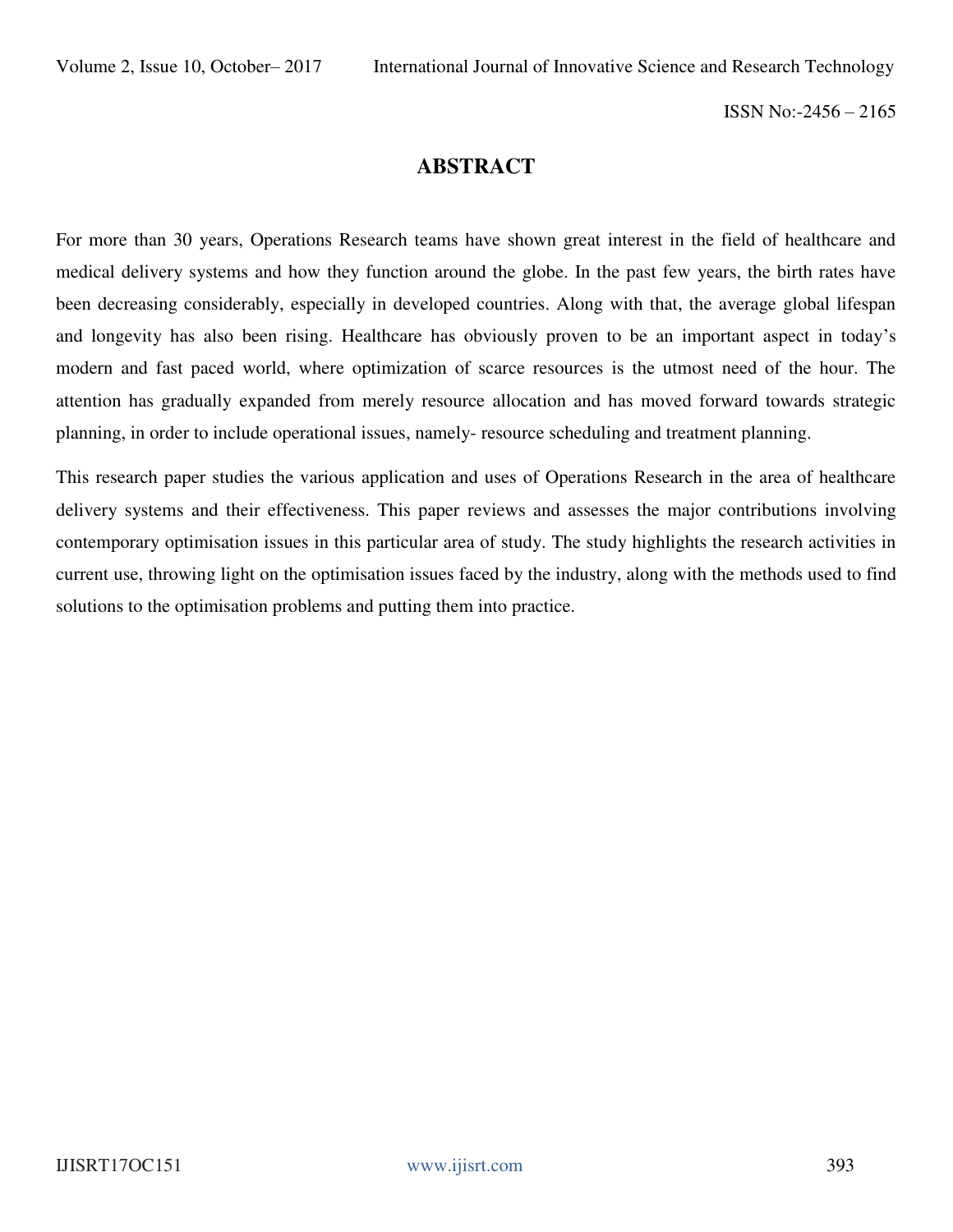# ABSTRACT

For more than 30 years, Operations Research teams have shown great interest in the field of healthcare and medical delivery systems and how they function around the globe. In the past few years, the birth rates have been decreasing considerably, especially in developed countries. Along with that, the average global lifespan and longevity has also been rising. Healthcare has obviously proven to be an important aspect in today's modern and fast paced world, where optimization of scarce resources is the utmost need of the hour. The attention has gradually expanded from merely resource allocation and has moved forward towards strategic planning, in order to include operational issues, namely- resource scheduling and treatment planning.

This research paper studies the various application and uses of Operations Research in the area of healthcare delivery systems and their effectiveness. This paper reviews and assesses the major contributions involving contemporary optimisation issues in this particular area of study. The study highlights the research activities in current use, throwing light on the optimisation issues faced by the industry, along with the methods used to find solutions to the optimisation problems and putting them into practice.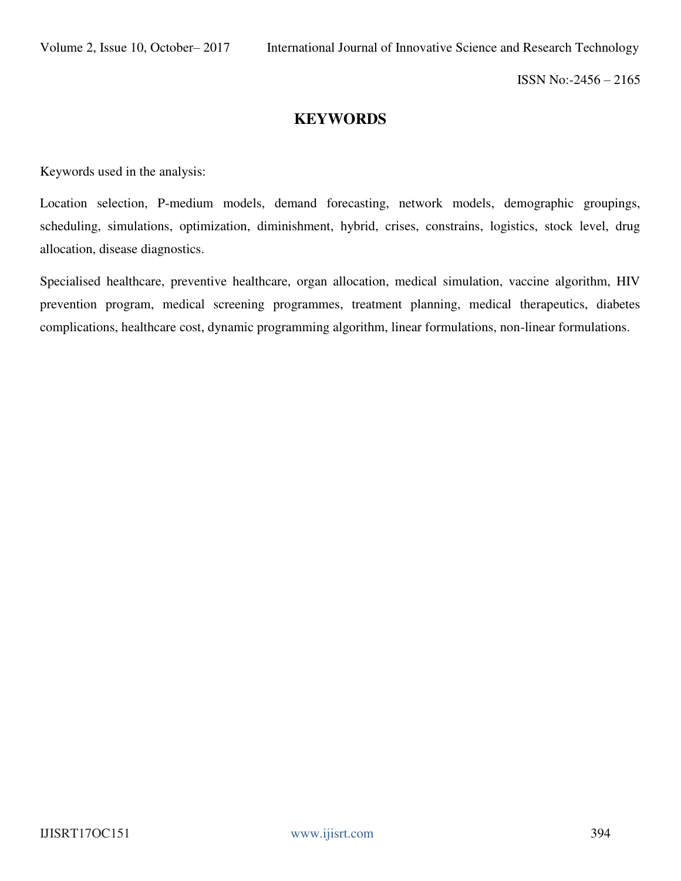## KEYWORDS

Keywords used in the analysis:

Location selection, P-medium models, demand forecasting, network models, demographic groupings, scheduling, simulations, optimization, diminishment, hybrid, crises, constrains, logistics, stock level, drug allocation, disease diagnostics.

Specialised healthcare, preventive healthcare, organ allocation, medical simulation, vaccine algorithm, HIV prevention program, medical screening programmes, treatment planning, medical therapeutics, diabetes complications, healthcare cost, dynamic programming algorithm, linear formulations, non-linear formulations.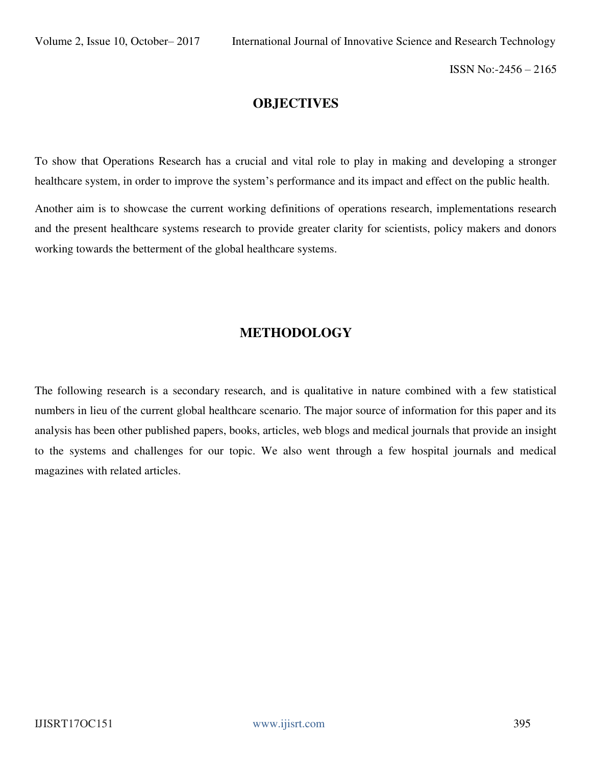## OBJECTIVES

To show that Operations Research has a crucial and vital role to play in making and developing a stronger healthcare system, in order to improve the system's performance and its impact and effect on the public health.

Another aim is to showcase the current working definitions of operations research, implementations research and the present healthcare systems research to provide greater clarity for scientists, policy makers and donors working towards the betterment of the global healthcare systems.

## METHODOLOGY

The following research is a secondary research, and is qualitative in nature combined with a few statistical numbers in lieu of the current global healthcare scenario. The major source of information for this paper and its analysis has been other published papers, books, articles, web blogs and medical journals that provide an insight to the systems and challenges for our topic. We also went through a few hospital journals and medical magazines with related articles.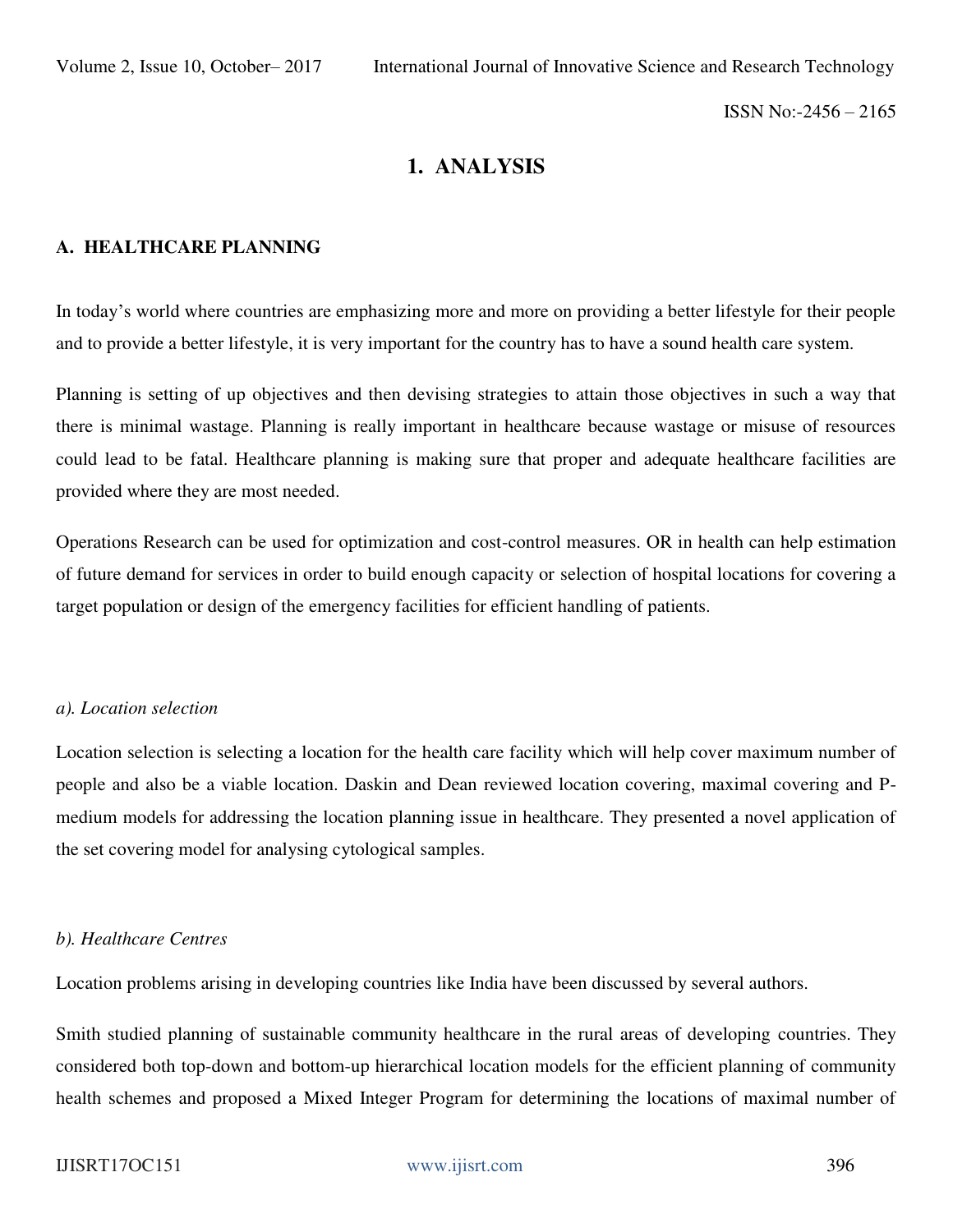# 1. ANALYSIS

### A. HEALTHCARE PLANNING

In today's world where countries are emphasizing more and more on providing a better lifestyle for their people and to provide a better lifestyle, it is very important for the country has to have a sound health care system.

Planning is setting of up objectives and then devising strategies to attain those objectives in such a way that there is minimal wastage. Planning is really important in healthcare because wastage or misuse of resources could lead to be fatal. Healthcare planning is making sure that proper and adequate healthcare facilities are provided where they are most needed.

Operations Research can be used for optimization and cost-control measures. OR in health can help estimation of future demand for services in order to build enough capacity or selection of hospital locations for covering a target population or design of the emergency facilities for efficient handling of patients.

*a). Location selection*

Location selection is selecting a location for the health care facility which will help cover maximum number of people and also be a viable location. Daskin and Dean reviewed location covering, maximal covering and P-medium models for addressing the location planning issue in healthcare. They presented a novel application of the set covering model for analysing cytological samples.

*b). Healthcare Centres*

Location problems arising in developing countries like India have been discussed by several authors.

Smith studied planning of sustainable community healthcare in the rural areas of developing countries. They considered both top-down and bottom-up hierarchical location models for the efficient planning of community health schemes and proposed a Mixed Integer Program for determining the locations of maximal number of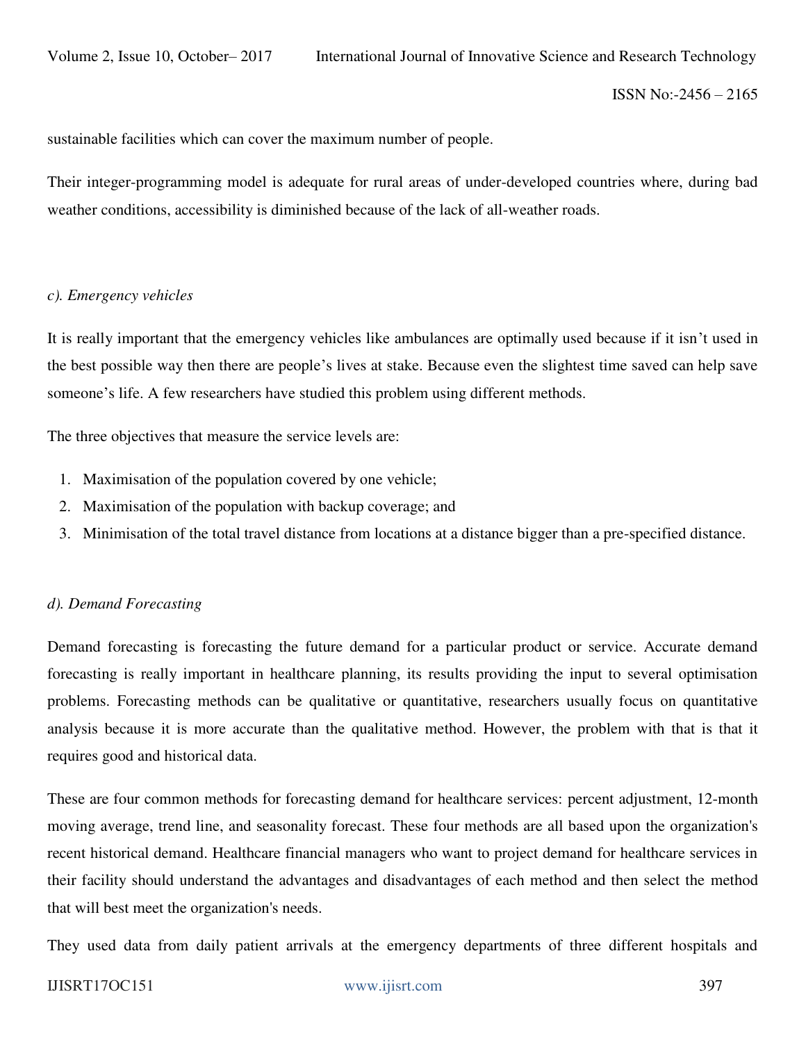sustainable facilities which can cover the maximum number of people.

Their integer-programming model is adequate for rural areas of under-developed countries where, during bad weather conditions, accessibility is diminished because of the lack of all-weather roads.

*c). Emergency vehicles*

It is really important that the emergency vehicles like ambulances are optimally used because if it isn't used in the best possible way then there are people's lives at stake. Because even the slightest time saved can help save someone's life. A few researchers have studied this problem using different methods.

The three objectives that measure the service levels are:

1. Maximisation of the population covered by one vehicle;
2. Maximisation of the population with backup coverage; and
3. Minimisation of the total travel distance from locations at a distance bigger than a pre-specified distance.

*d). Demand Forecasting*

Demand forecasting is forecasting the future demand for a particular product or service. Accurate demand forecasting is really important in healthcare planning, its results providing the input to several optimisation problems. Forecasting methods can be qualitative or quantitative, researchers usually focus on quantitative analysis because it is more accurate than the qualitative method. However, the problem with that is that it requires good and historical data.

These are four common methods for forecasting demand for healthcare services: percent adjustment, 12-month moving average, trend line, and seasonality forecast. These four methods are all based upon the organization's recent historical demand. Healthcare financial managers who want to project demand for healthcare services in their facility should understand the advantages and disadvantages of each method and then select the method that will best meet the organization's needs.

They used data from daily patient arrivals at the emergency departments of three different hospitals and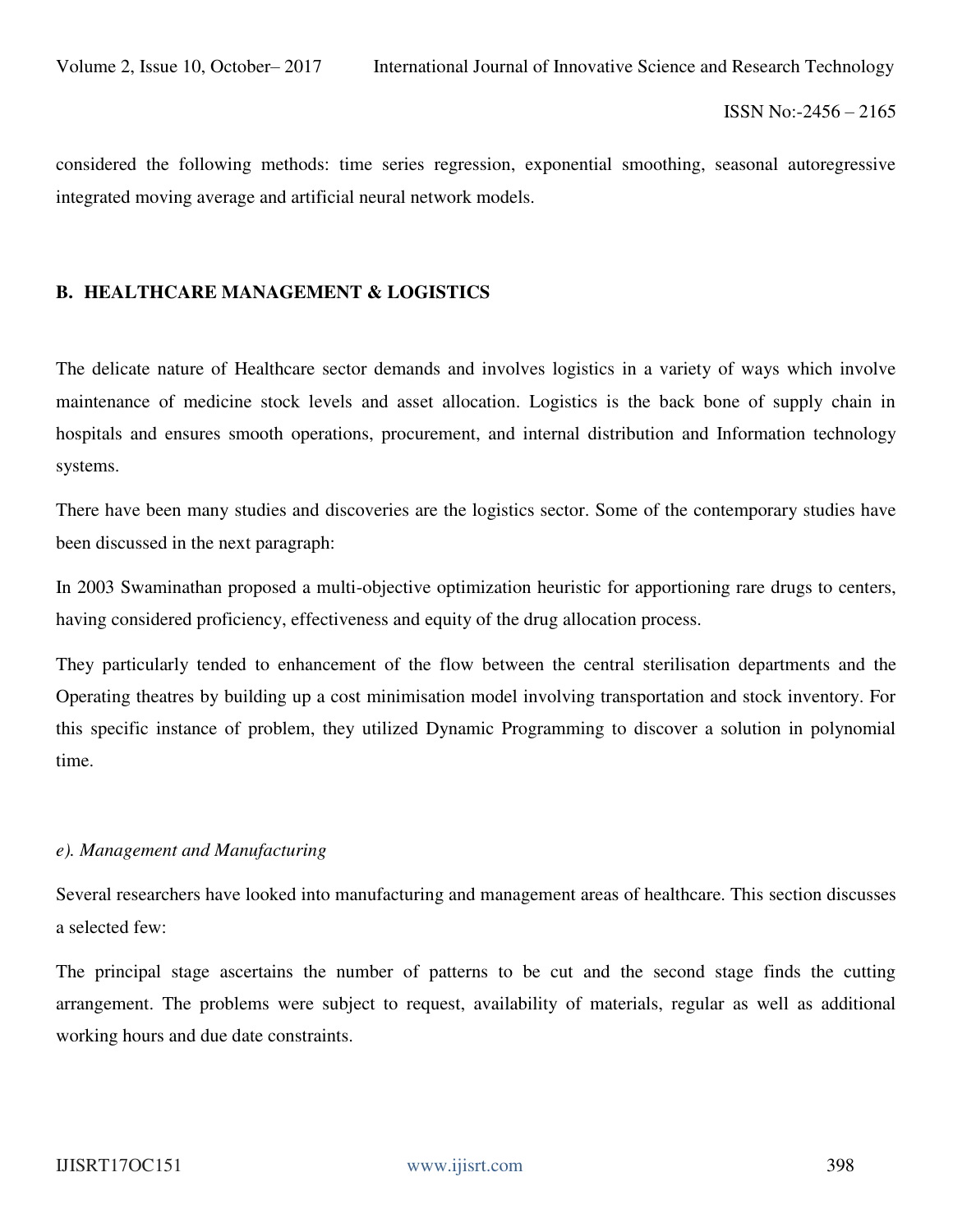considered the following methods: time series regression, exponential smoothing, seasonal autoregressive integrated moving average and artificial neural network models.

## B. HEALTHCARE MANAGEMENT & LOGISTICS

The delicate nature of Healthcare sector demands and involves logistics in a variety of ways which involve maintenance of medicine stock levels and asset allocation. Logistics is the back bone of supply chain in hospitals and ensures smooth operations, procurement, and internal distribution and Information technology systems.

There have been many studies and discoveries are the logistics sector. Some of the contemporary studies have been discussed in the next paragraph:

In 2003 Swaminathan proposed a multi-objective optimization heuristic for apportioning rare drugs to centers, having considered proficiency, effectiveness and equity of the drug allocation process.

They particularly tended to enhancement of the flow between the central sterilisation departments and the Operating theatres by building up a cost minimisation model involving transportation and stock inventory. For this specific instance of problem, they utilized Dynamic Programming to discover a solution in polynomial time.

### *e). Management and Manufacturing*

Several researchers have looked into manufacturing and management areas of healthcare. This section discusses a selected few:

The principal stage ascertains the number of patterns to be cut and the second stage finds the cutting arrangement. The problems were subject to request, availability of materials, regular as well as additional working hours and due date constraints.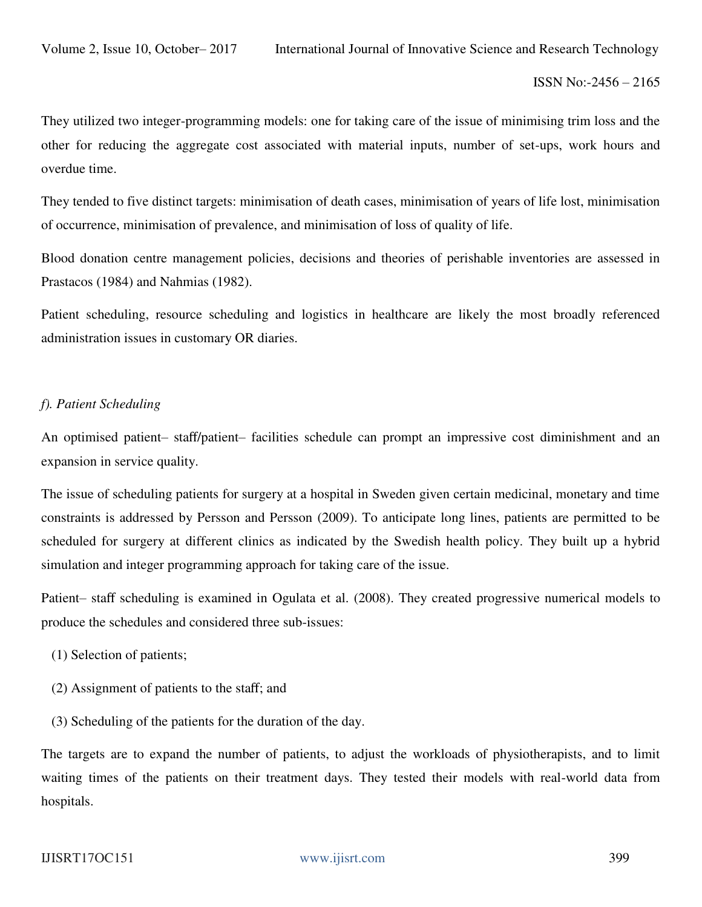They utilized two integer-programming models: one for taking care of the issue of minimising trim loss and the other for reducing the aggregate cost associated with material inputs, number of set-ups, work hours and overdue time.

They tended to five distinct targets: minimisation of death cases, minimisation of years of life lost, minimisation of occurrence, minimisation of prevalence, and minimisation of loss of quality of life.

Blood donation centre management policies, decisions and theories of perishable inventories are assessed in Prastacos (1984) and Nahmias (1982).

Patient scheduling, resource scheduling and logistics in healthcare are likely the most broadly referenced administration issues in customary OR diaries.

*f). Patient Scheduling*

An optimised patient– staff/patient– facilities schedule can prompt an impressive cost diminishment and an expansion in service quality.

The issue of scheduling patients for surgery at a hospital in Sweden given certain medicinal, monetary and time constraints is addressed by Persson and Persson (2009). To anticipate long lines, patients are permitted to be scheduled for surgery at different clinics as indicated by the Swedish health policy. They built up a hybrid simulation and integer programming approach for taking care of the issue.

Patient– staff scheduling is examined in Ogulata et al. (2008). They created progressive numerical models to produce the schedules and considered three sub-issues:

(1) Selection of patients;

(2) Assignment of patients to the staff; and

(3) Scheduling of the patients for the duration of the day.

The targets are to expand the number of patients, to adjust the workloads of physiotherapists, and to limit waiting times of the patients on their treatment days. They tested their models with real-world data from hospitals.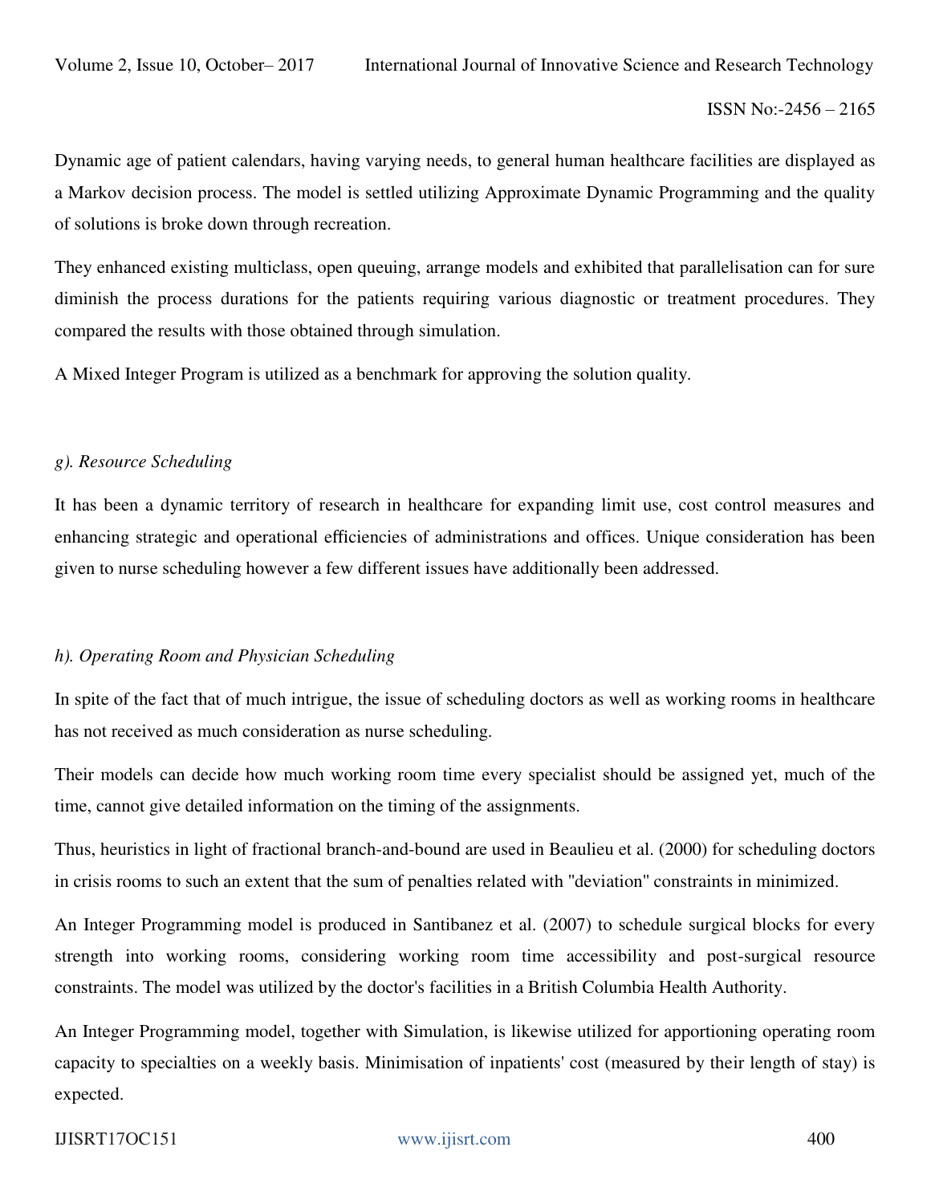Dynamic age of patient calendars, having varying needs, to general human healthcare facilities are displayed as a Markov decision process. The model is settled utilizing Approximate Dynamic Programming and the quality of solutions is broke down through recreation.

They enhanced existing multiclass, open queuing, arrange models and exhibited that parallelisation can for sure diminish the process durations for the patients requiring various diagnostic or treatment procedures. They compared the results with those obtained through simulation.

A Mixed Integer Program is utilized as a benchmark for approving the solution quality.

*g). Resource Scheduling*

It has been a dynamic territory of research in healthcare for expanding limit use, cost control measures and enhancing strategic and operational efficiencies of administrations and offices. Unique consideration has been given to nurse scheduling however a few different issues have additionally been addressed.

*h). Operating Room and Physician Scheduling*

In spite of the fact that of much intrigue, the issue of scheduling doctors as well as working rooms in healthcare has not received as much consideration as nurse scheduling.

Their models can decide how much working room time every specialist should be assigned yet, much of the time, cannot give detailed information on the timing of the assignments.

Thus, heuristics in light of fractional branch-and-bound are used in Beaulieu et al. (2000) for scheduling doctors in crisis rooms to such an extent that the sum of penalties related with "deviation" constraints in minimized.

An Integer Programming model is produced in Santibanez et al. (2007) to schedule surgical blocks for every strength into working rooms, considering working room time accessibility and post-surgical resource constraints. The model was utilized by the doctor's facilities in a British Columbia Health Authority.

An Integer Programming model, together with Simulation, is likewise utilized for apportioning operating room capacity to specialties on a weekly basis. Minimisation of inpatients' cost (measured by their length of stay) is expected.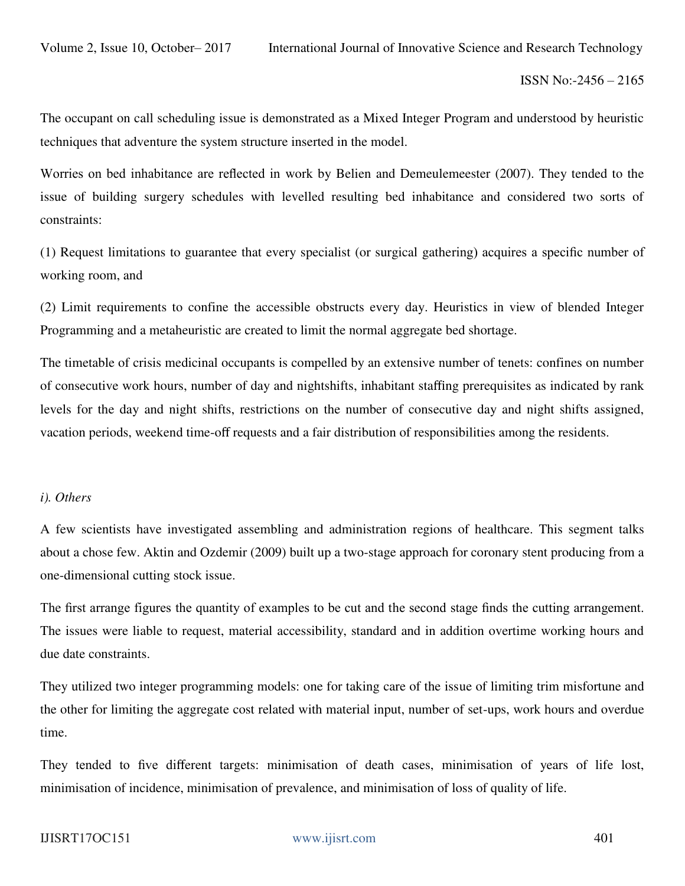The occupant on call scheduling issue is demonstrated as a Mixed Integer Program and understood by heuristic techniques that adventure the system structure inserted in the model.

Worries on bed inhabitance are reflected in work by Belien and Demeulemeester (2007). They tended to the issue of building surgery schedules with levelled resulting bed inhabitance and considered two sorts of constraints:

(1) Request limitations to guarantee that every specialist (or surgical gathering) acquires a specific number of working room, and

(2) Limit requirements to confine the accessible obstructs every day. Heuristics in view of blended Integer Programming and a metaheuristic are created to limit the normal aggregate bed shortage.

The timetable of crisis medicinal occupants is compelled by an extensive number of tenets: confines on number of consecutive work hours, number of day and nightshifts, inhabitant staffing prerequisites as indicated by rank levels for the day and night shifts, restrictions on the number of consecutive day and night shifts assigned, vacation periods, weekend time-off requests and a fair distribution of responsibilities among the residents.

*i). Others*

A few scientists have investigated assembling and administration regions of healthcare. This segment talks about a chose few. Aktin and Ozdemir (2009) built up a two-stage approach for coronary stent producing from a one-dimensional cutting stock issue.

The first arrange figures the quantity of examples to be cut and the second stage finds the cutting arrangement. The issues were liable to request, material accessibility, standard and in addition overtime working hours and due date constraints.

They utilized two integer programming models: one for taking care of the issue of limiting trim misfortune and the other for limiting the aggregate cost related with material input, number of set-ups, work hours and overdue time.

They tended to five different targets: minimisation of death cases, minimisation of years of life lost, minimisation of incidence, minimisation of prevalence, and minimisation of loss of quality of life.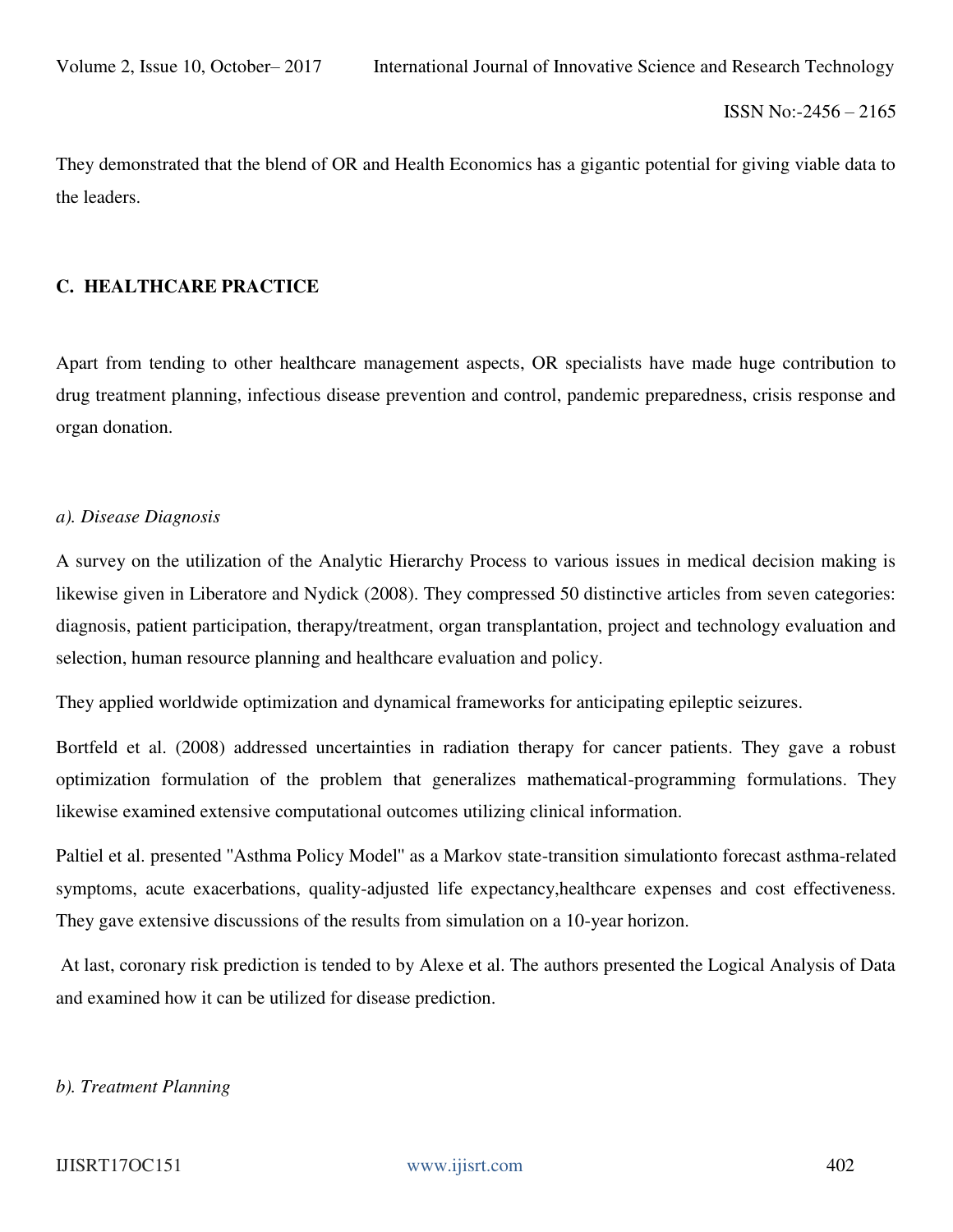They demonstrated that the blend of OR and Health Economics has a gigantic potential for giving viable data to the leaders.

### C. HEALTHCARE PRACTICE

Apart from tending to other healthcare management aspects, OR specialists have made huge contribution to drug treatment planning, infectious disease prevention and control, pandemic preparedness, crisis response and organ donation.

#### *a). Disease Diagnosis*

A survey on the utilization of the Analytic Hierarchy Process to various issues in medical decision making is likewise given in Liberatore and Nydick (2008). They compressed 50 distinctive articles from seven categories: diagnosis, patient participation, therapy/treatment, organ transplantation, project and technology evaluation and selection, human resource planning and healthcare evaluation and policy.

They applied worldwide optimization and dynamical frameworks for anticipating epileptic seizures.

Bortfeld et al. (2008) addressed uncertainties in radiation therapy for cancer patients. They gave a robust optimization formulation of the problem that generalizes mathematical-programming formulations. They likewise examined extensive computational outcomes utilizing clinical information.

Paltiel et al. presented "Asthma Policy Model" as a Markov state-transition simulationto forecast asthma-related symptoms, acute exacerbations, quality-adjusted life expectancy,healthcare expenses and cost effectiveness. They gave extensive discussions of the results from simulation on a 10-year horizon.

At last, coronary risk prediction is tended to by Alexe et al. The authors presented the Logical Analysis of Data and examined how it can be utilized for disease prediction.

#### *b). Treatment Planning*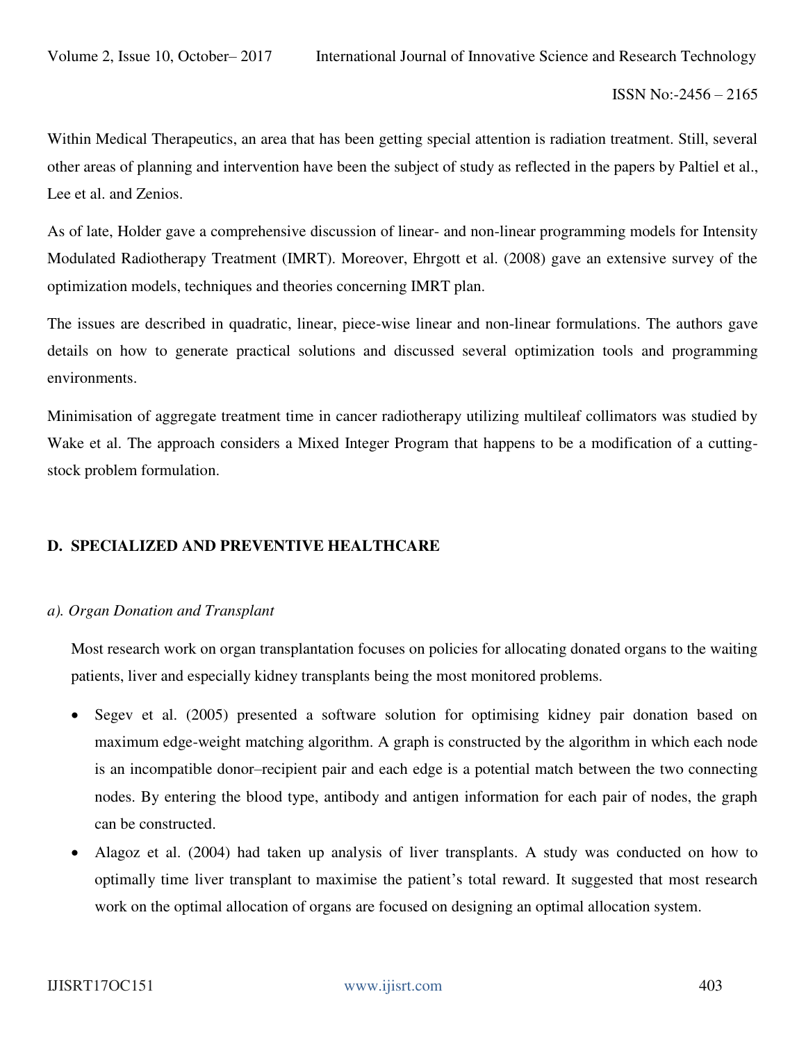Within Medical Therapeutics, an area that has been getting special attention is radiation treatment. Still, several other areas of planning and intervention have been the subject of study as reflected in the papers by Paltiel et al., Lee et al. and Zenios.

As of late, Holder gave a comprehensive discussion of linear- and non-linear programming models for Intensity Modulated Radiotherapy Treatment (IMRT). Moreover, Ehrgott et al. (2008) gave an extensive survey of the optimization models, techniques and theories concerning IMRT plan.

The issues are described in quadratic, linear, piece-wise linear and non-linear formulations. The authors gave details on how to generate practical solutions and discussed several optimization tools and programming environments.

Minimisation of aggregate treatment time in cancer radiotherapy utilizing multileaf collimators was studied by Wake et al. The approach considers a Mixed Integer Program that happens to be a modification of a cutting-stock problem formulation.

## D. SPECIALIZED AND PREVENTIVE HEALTHCARE

### *a). Organ Donation and Transplant*

Most research work on organ transplantation focuses on policies for allocating donated organs to the waiting patients, liver and especially kidney transplants being the most monitored problems.

- Segev et al. (2005) presented a software solution for optimising kidney pair donation based on maximum edge-weight matching algorithm. A graph is constructed by the algorithm in which each node is an incompatible donor–recipient pair and each edge is a potential match between the two connecting nodes. By entering the blood type, antibody and antigen information for each pair of nodes, the graph can be constructed.
- Alagoz et al. (2004) had taken up analysis of liver transplants. A study was conducted on how to optimally time liver transplant to maximise the patient's total reward. It suggested that most research work on the optimal allocation of organs are focused on designing an optimal allocation system.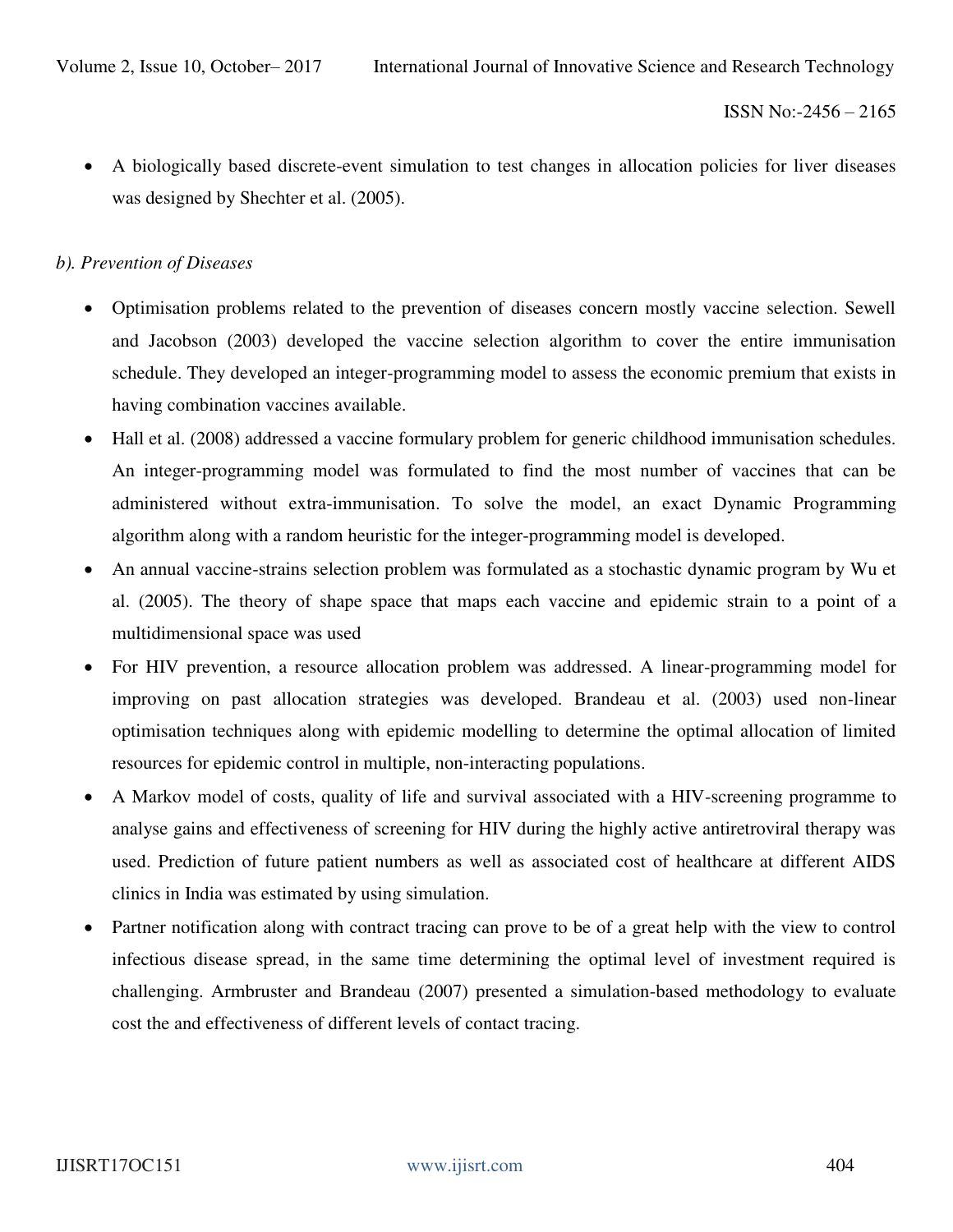- A biologically based discrete-event simulation to test changes in allocation policies for liver diseases was designed by Shechter et al. (2005).

*b). Prevention of Diseases*

- Optimisation problems related to the prevention of diseases concern mostly vaccine selection. Sewell and Jacobson (2003) developed the vaccine selection algorithm to cover the entire immunisation schedule. They developed an integer-programming model to assess the economic premium that exists in having combination vaccines available.
- Hall et al. (2008) addressed a vaccine formulary problem for generic childhood immunisation schedules. An integer-programming model was formulated to find the most number of vaccines that can be administered without extra-immunisation. To solve the model, an exact Dynamic Programming algorithm along with a random heuristic for the integer-programming model is developed.
- An annual vaccine-strains selection problem was formulated as a stochastic dynamic program by Wu et al. (2005). The theory of shape space that maps each vaccine and epidemic strain to a point of a multidimensional space was used
- For HIV prevention, a resource allocation problem was addressed. A linear-programming model for improving on past allocation strategies was developed. Brandeau et al. (2003) used non-linear optimisation techniques along with epidemic modelling to determine the optimal allocation of limited resources for epidemic control in multiple, non-interacting populations.
- A Markov model of costs, quality of life and survival associated with a HIV-screening programme to analyse gains and effectiveness of screening for HIV during the highly active antiretroviral therapy was used. Prediction of future patient numbers as well as associated cost of healthcare at different AIDS clinics in India was estimated by using simulation.
- Partner notification along with contract tracing can prove to be of a great help with the view to control infectious disease spread, in the same time determining the optimal level of investment required is challenging. Armbruster and Brandeau (2007) presented a simulation-based methodology to evaluate cost the and effectiveness of different levels of contact tracing.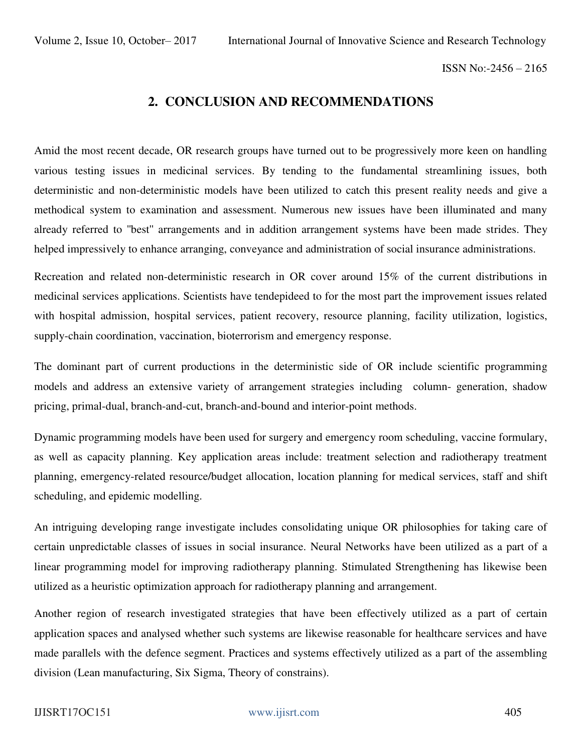## 2. CONCLUSION AND RECOMMENDATIONS

Amid the most recent decade, OR research groups have turned out to be progressively more keen on handling various testing issues in medicinal services. By tending to the fundamental streamlining issues, both deterministic and non-deterministic models have been utilized to catch this present reality needs and give a methodical system to examination and assessment. Numerous new issues have been illuminated and many already referred to "best" arrangements and in addition arrangement systems have been made strides. They helped impressively to enhance arranging, conveyance and administration of social insurance administrations.

Recreation and related non-deterministic research in OR cover around 15% of the current distributions in medicinal services applications. Scientists have tendepideed to for the most part the improvement issues related with hospital admission, hospital services, patient recovery, resource planning, facility utilization, logistics, supply-chain coordination, vaccination, bioterrorism and emergency response.

The dominant part of current productions in the deterministic side of OR include scientific programming models and address an extensive variety of arrangement strategies including column- generation, shadow pricing, primal-dual, branch-and-cut, branch-and-bound and interior-point methods.

Dynamic programming models have been used for surgery and emergency room scheduling, vaccine formulary, as well as capacity planning. Key application areas include: treatment selection and radiotherapy treatment planning, emergency-related resource/budget allocation, location planning for medical services, staff and shift scheduling, and epidemic modelling.

An intriguing developing range investigate includes consolidating unique OR philosophies for taking care of certain unpredictable classes of issues in social insurance. Neural Networks have been utilized as a part of a linear programming model for improving radiotherapy planning. Stimulated Strengthening has likewise been utilized as a heuristic optimization approach for radiotherapy planning and arrangement.

Another region of research investigated strategies that have been effectively utilized as a part of certain application spaces and analysed whether such systems are likewise reasonable for healthcare services and have made parallels with the defence segment. Practices and systems effectively utilized as a part of the assembling division (Lean manufacturing, Six Sigma, Theory of constrains).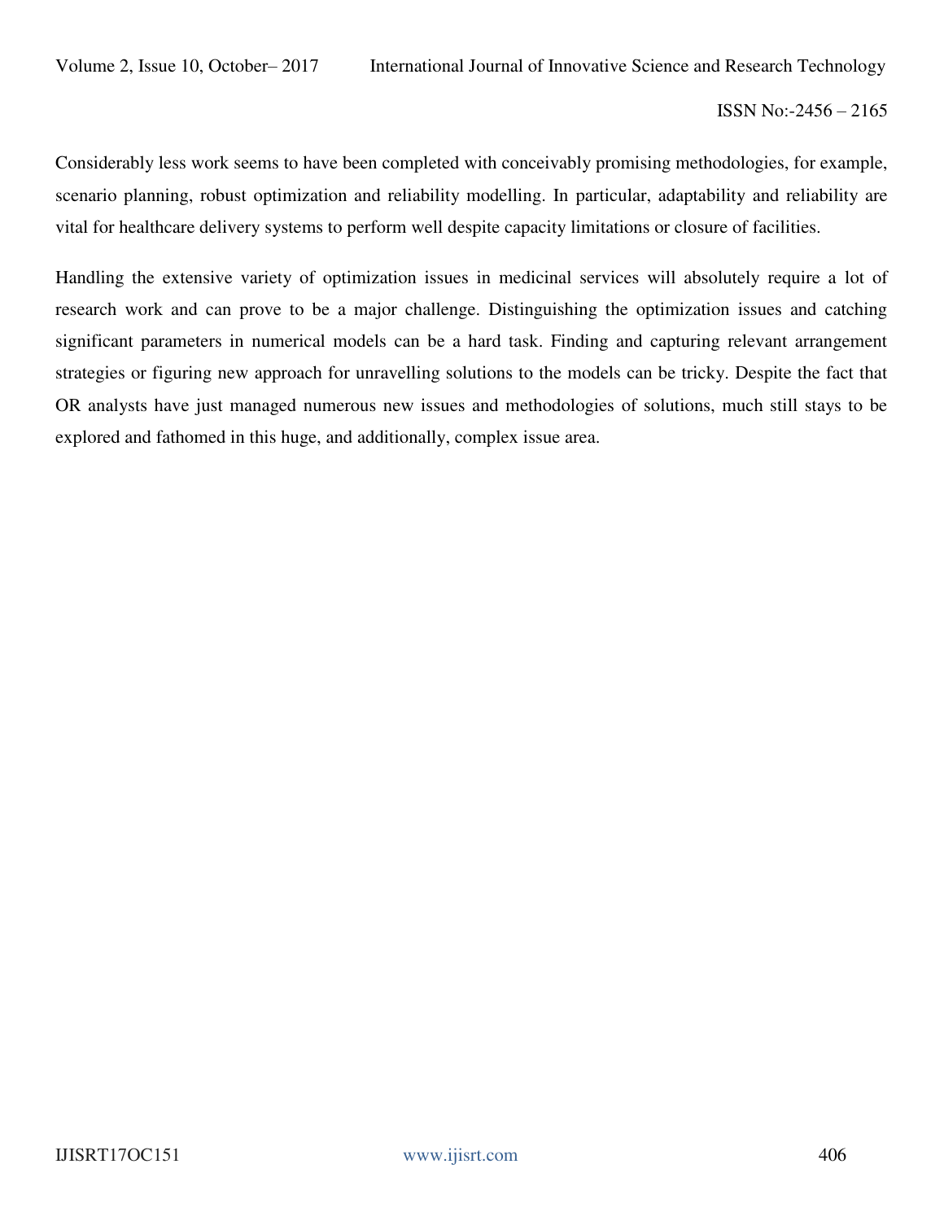Considerably less work seems to have been completed with conceivably promising methodologies, for example, scenario planning, robust optimization and reliability modelling. In particular, adaptability and reliability are vital for healthcare delivery systems to perform well despite capacity limitations or closure of facilities.

Handling the extensive variety of optimization issues in medicinal services will absolutely require a lot of research work and can prove to be a major challenge. Distinguishing the optimization issues and catching significant parameters in numerical models can be a hard task. Finding and capturing relevant arrangement strategies or figuring new approach for unravelling solutions to the models can be tricky. Despite the fact that OR analysts have just managed numerous new issues and methodologies of solutions, much still stays to be explored and fathomed in this huge, and additionally, complex issue area.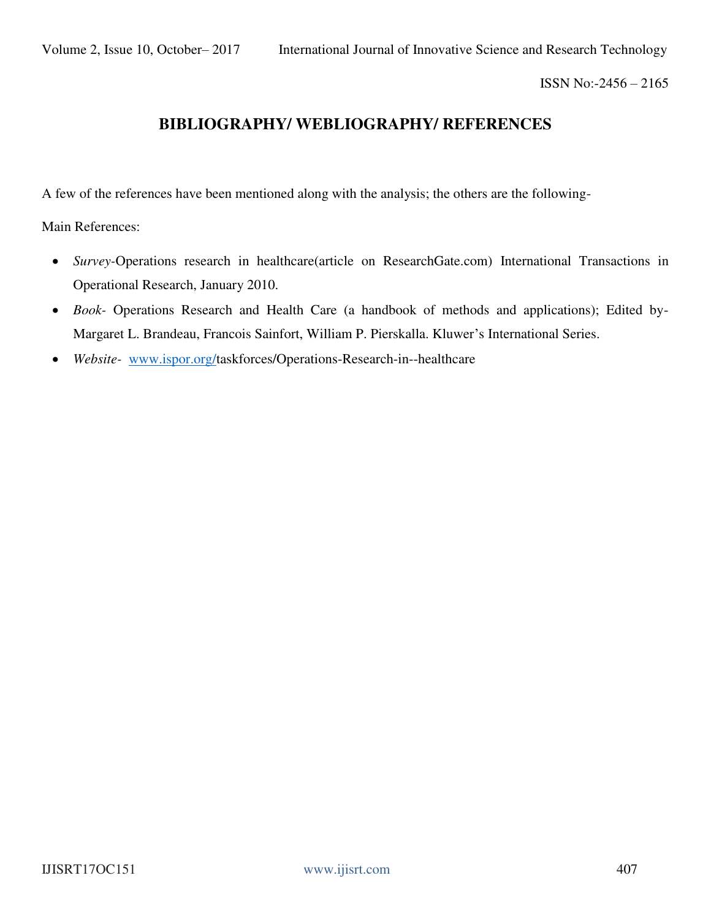# BIBLIOGRAPHY/ WEBLIOGRAPHY/ REFERENCES

A few of the references have been mentioned along with the analysis; the others are the following-

Main References:

- *Survey*-Operations research in healthcare(article on ResearchGate.com) International Transactions in Operational Research, January 2010.
- *Book*- Operations Research and Health Care (a handbook of methods and applications); Edited by-Margaret L. Brandeau, Francois Sainfort, William P. Pierskalla. Kluwer's International Series.
- *Website*- www.ispor.org/taskforces/Operations-Research-in--healthcare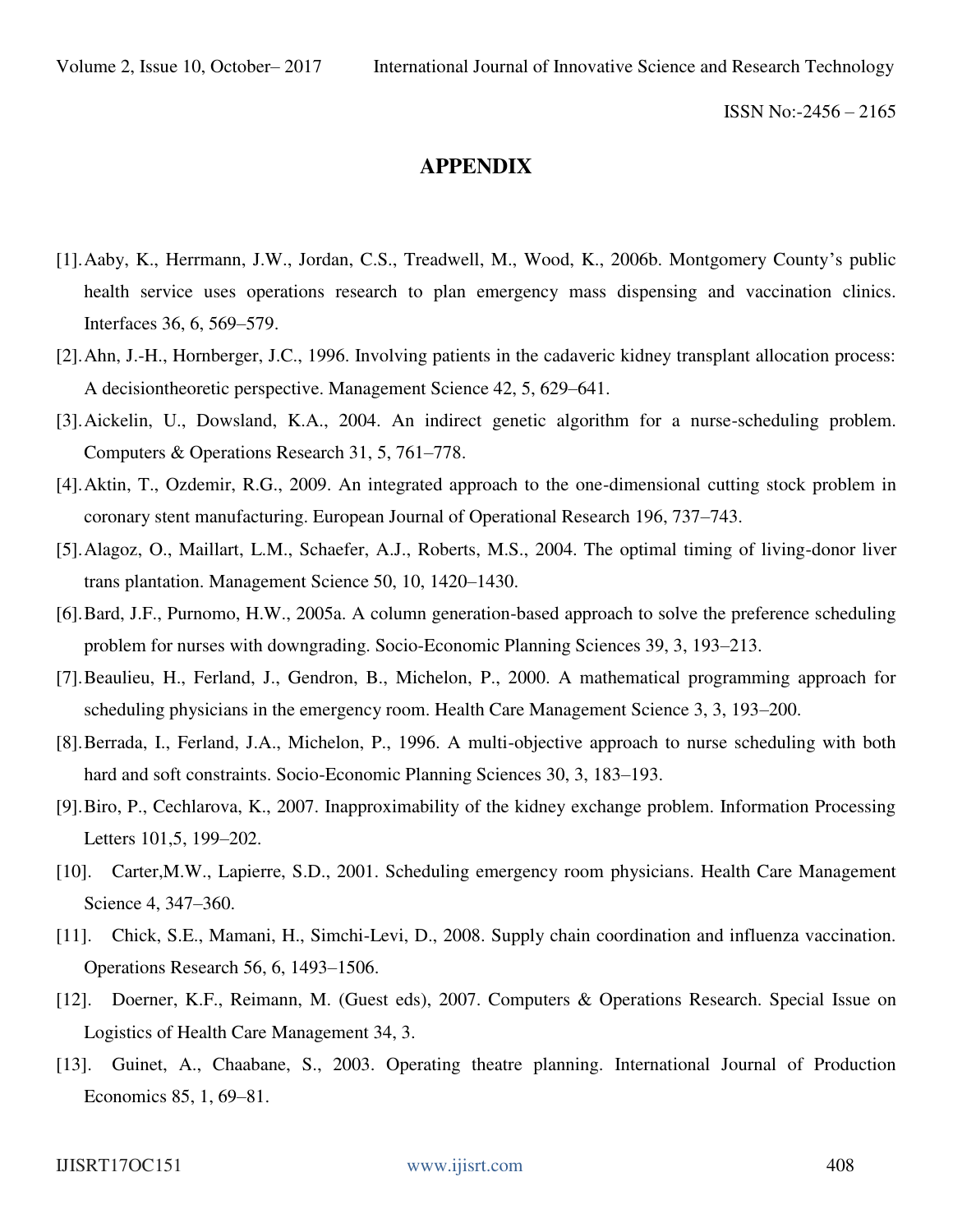## APPENDIX

[1]. Aaby, K., Herrmann, J.W., Jordan, C.S., Treadwell, M., Wood, K., 2006b. Montgomery County's public health service uses operations research to plan emergency mass dispensing and vaccination clinics. Interfaces 36, 6, 569–579.

[2]. Ahn, J.-H., Hornberger, J.C., 1996. Involving patients in the cadaveric kidney transplant allocation process: A decisiontheoretic perspective. Management Science 42, 5, 629–641.

[3]. Aickelin, U., Dowsland, K.A., 2004. An indirect genetic algorithm for a nurse-scheduling problem. Computers & Operations Research 31, 5, 761–778.

[4]. Aktin, T., Ozdemir, R.G., 2009. An integrated approach to the one-dimensional cutting stock problem in coronary stent manufacturing. European Journal of Operational Research 196, 737–743.

[5]. Alagoz, O., Maillart, L.M., Schaefer, A.J., Roberts, M.S., 2004. The optimal timing of living-donor liver trans plantation. Management Science 50, 10, 1420–1430.

[6]. Bard, J.F., Purnomo, H.W., 2005a. A column generation-based approach to solve the preference scheduling problem for nurses with downgrading. Socio-Economic Planning Sciences 39, 3, 193–213.

[7]. Beaulieu, H., Ferland, J., Gendron, B., Michelon, P., 2000. A mathematical programming approach for scheduling physicians in the emergency room. Health Care Management Science 3, 3, 193–200.

[8]. Berrada, I., Ferland, J.A., Michelon, P., 1996. A multi-objective approach to nurse scheduling with both hard and soft constraints. Socio-Economic Planning Sciences 30, 3, 183–193.

[9]. Biro, P., Cechlarova, K., 2007. Inapproximability of the kidney exchange problem. Information Processing Letters 101,5, 199–202.

[10]. Carter,M.W., Lapierre, S.D., 2001. Scheduling emergency room physicians. Health Care Management Science 4, 347–360.

[11]. Chick, S.E., Mamani, H., Simchi-Levi, D., 2008. Supply chain coordination and influenza vaccination. Operations Research 56, 6, 1493–1506.

[12]. Doerner, K.F., Reimann, M. (Guest eds), 2007. Computers & Operations Research. Special Issue on Logistics of Health Care Management 34, 3.

[13]. Guinet, A., Chaabane, S., 2003. Operating theatre planning. International Journal of Production Economics 85, 1, 69–81.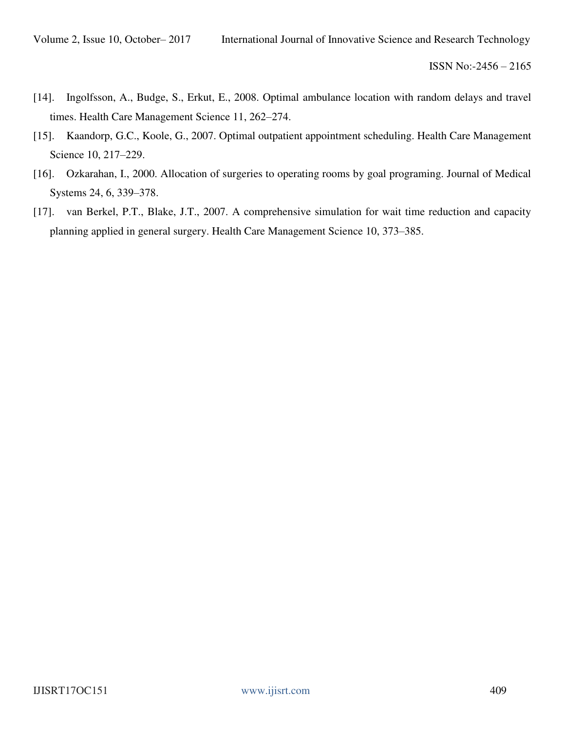[14]. Ingolfsson, A., Budge, S., Erkut, E., 2008. Optimal ambulance location with random delays and travel times. Health Care Management Science 11, 262–274.

[15]. Kaandorp, G.C., Koole, G., 2007. Optimal outpatient appointment scheduling. Health Care Management Science 10, 217–229.

[16]. Ozkarahan, I., 2000. Allocation of surgeries to operating rooms by goal programing. Journal of Medical Systems 24, 6, 339–378.

[17]. van Berkel, P.T., Blake, J.T., 2007. A comprehensive simulation for wait time reduction and capacity planning applied in general surgery. Health Care Management Science 10, 373–385.